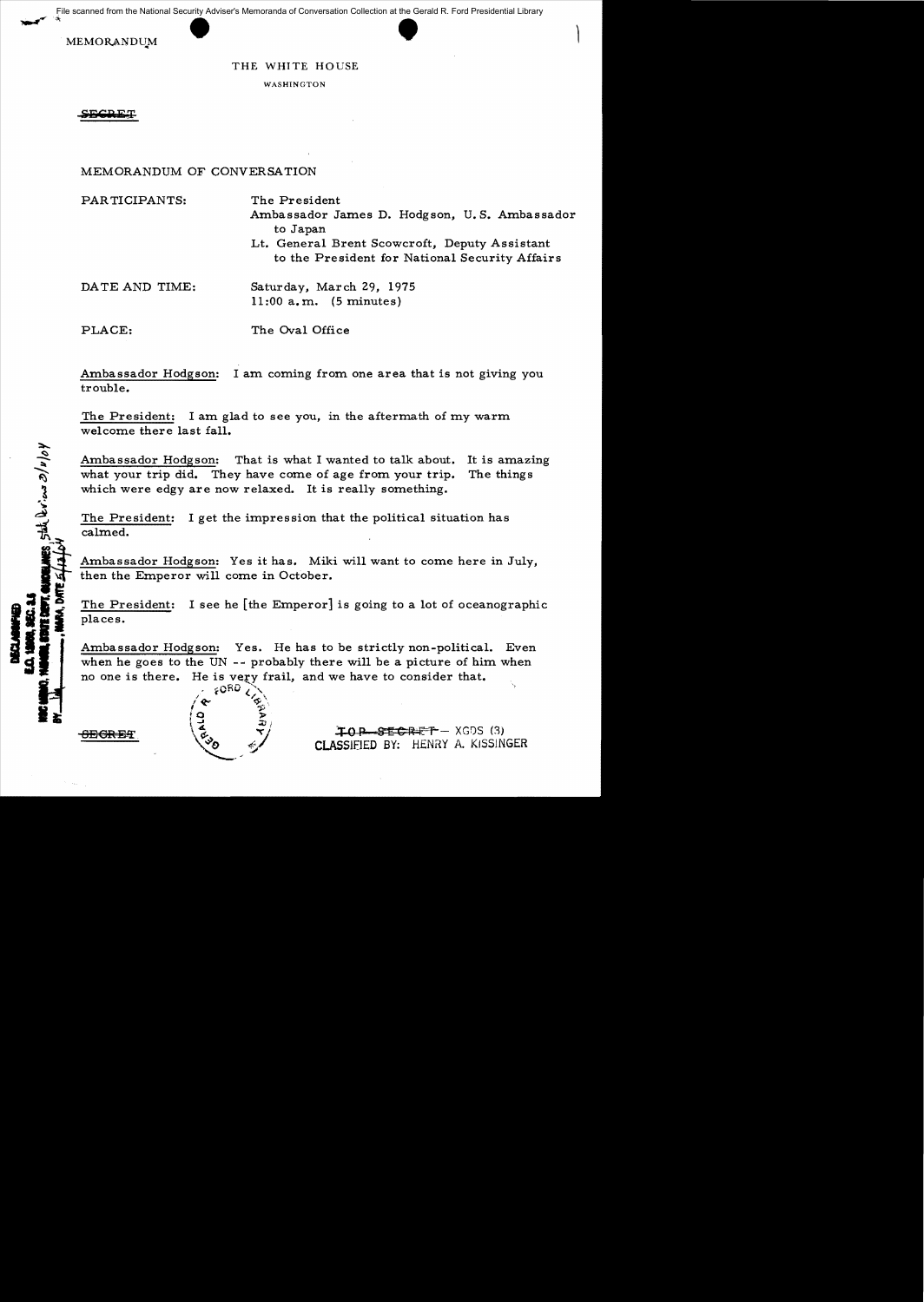MEMORANDUM

THE WHITE HOUSE

WASHINGTON

~~SECRET~~

MEMORANDUM OF CONVERSATION

PARTICIPANTS: The President
Ambassador James D. Hodgson, U.S. Ambassador to Japan
Lt. General Brent Scowcroft, Deputy Assistant to the President for National Security Affairs

DATE AND TIME: Saturday, March 29, 1975
11:00 a.m. (5 minutes)

PLACE: The Oval Office

Ambassador Hodgson: I am coming from one area that is not giving you trouble.

The President: I am glad to see you, in the aftermath of my warm welcome there last fall.

Ambassador Hodgson: That is what I wanted to talk about. It is amazing what your trip did. They have come of age from your trip. The things which were edgy are now relaxed. It is really something.

The President: I get the impression that the political situation has calmed.

Ambassador Hodgson: Yes it has. Miki will want to come here in July, then the Emperor will come in October.

The President: I see he [the Emperor] is going to a lot of oceanographic places.

Ambassador Hodgson: Yes. He has to be strictly non-political. Even when he goes to the UN -- probably there will be a picture of him when no one is there. He is very frail, and we have to consider that.

~~SECRET~~

~~TOP SECRET~~ – XGDS (3)
CLASSIFIED BY: HENRY A. KISSINGER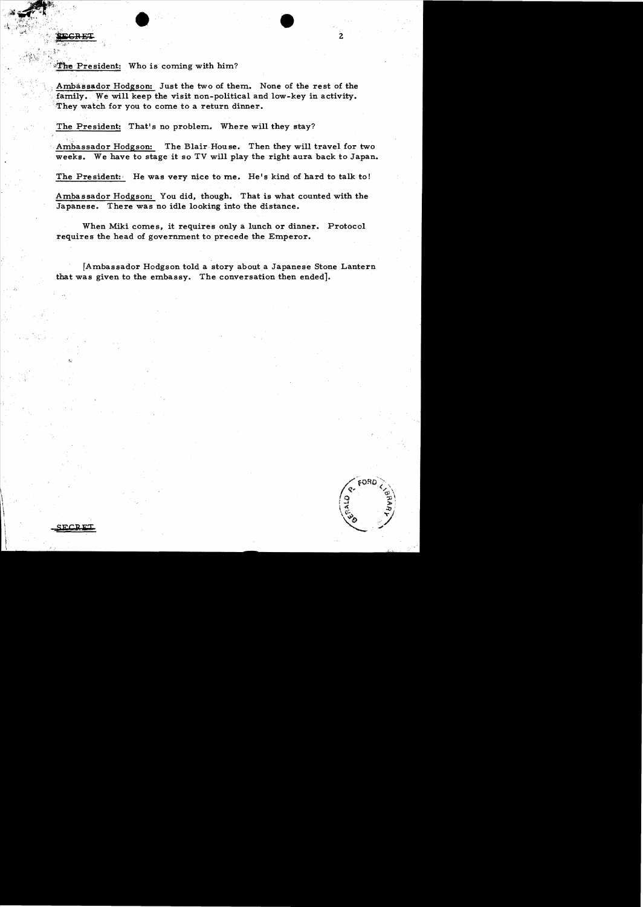SECRET

The President: Who is coming with him?

Ambassador Hodgson: Just the two of them. None of the rest of the family. We will keep the visit non-political and low-key in activity. They watch for you to come to a return dinner.

The President: That's no problem. Where will they stay?

Ambassador Hodgson: The Blair House. Then they will travel for two weeks. We have to stage it so TV will play the right aura back to Japan.

The President: He was very nice to me. He's kind of hard to talk to!

Ambassador Hodgson: You did, though. That is what counted with the Japanese. There was no idle looking into the distance.

When Miki comes, it requires only a lunch or dinner. Protocol requires the head of government to precede the Emperor.

[Ambassador Hodgson told a story about a Japanese Stone Lantern that was given to the embassy. The conversation then ended].

SECRET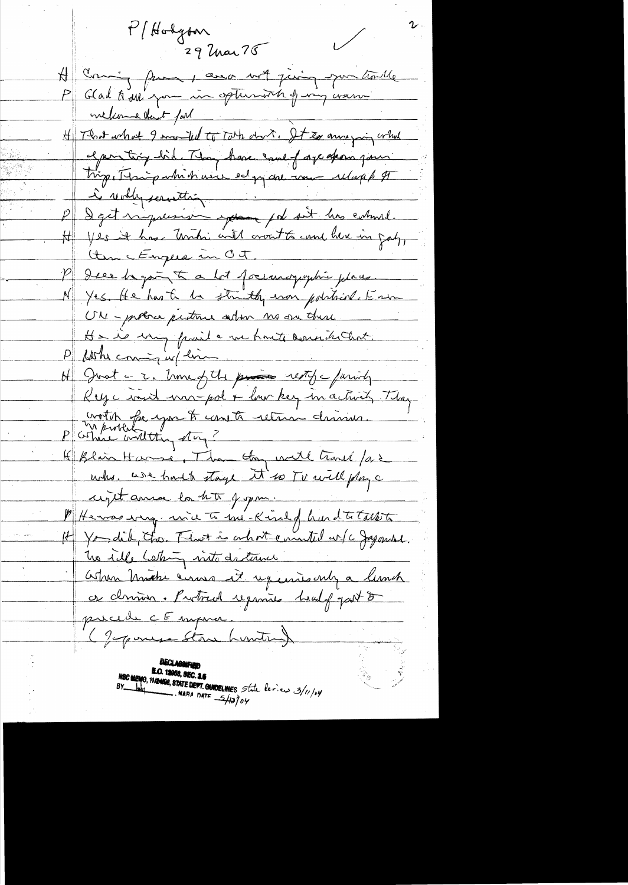P/Hodgson
29 Mar 75

H Coming from, are not giving you trouble
P Glad to see you in optimistic of my warm welcome last fall
H That what I wanted to talk about. It is amazing what a presidency did. They have kind of aged upon your trip. Their political ed of one room relationship. It is really something.
P I get impression from, not it has evolved.
H Yes it has. Miki will want to come here in July, then c Emperor in Oct.
P I see he going to a lot of ceremonial places.
H Yes. He has to be strictly non political. Even UN - press picture with no one there.
He is very frail & we have to consider that.
P Who coming w/ him
H Just a 2. Some of the princes etc & family.
Keep c visit non-pol & low key in activity. They watch for you to come to return dinner.
P Where will they stay? [in protocol]
H Blair House. Then they will travel for 2 wks. We have to stage it so TV will play c right amount back to Japan.
P He was very nice to me - kind of hard to talk to
H You did, tho. That is what counted w/c Japanese. No idle talking into distance.
When Miki comes it requires only a lunch or dinner. Protocol requires head of govt to precede c Emperor.
(Japanese Stone lantern)

DECLASSIFIED
E.O. 12958, SEC. 3.5
NSC MEMO, 11/24/98, STATE DEPT. GUIDELINES State Review 3/11/04
BY ___ NARA DATE 5/13/04